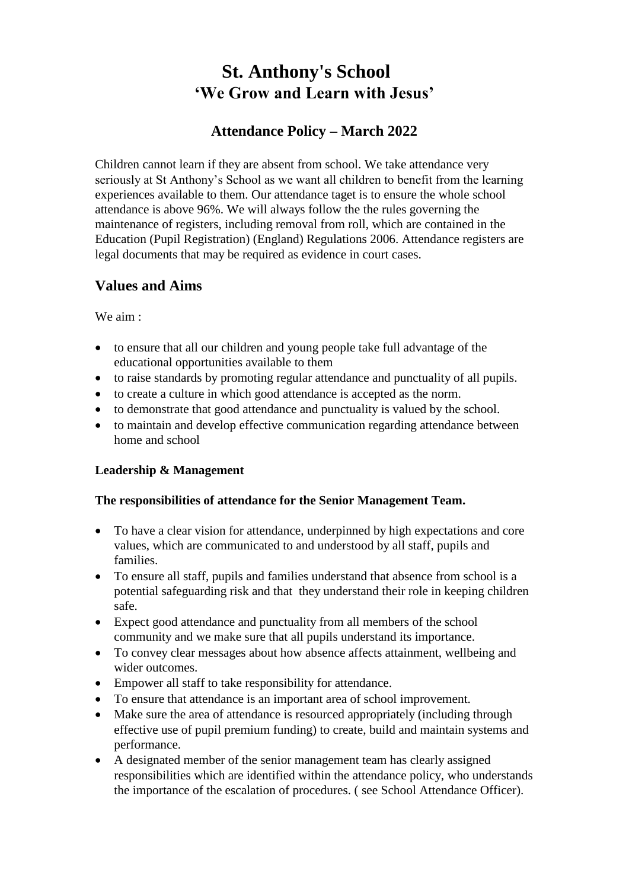# St. Anthony's School
## 'We Grow and Learn with Jesus'

### Attendance Policy – March 2022

Children cannot learn if they are absent from school. We take attendance very seriously at St Anthony's School as we want all children to benefit from the learning experiences available to them. Our attendance taget is to ensure the whole school attendance is above 96%. We will always follow the the rules governing the maintenance of registers, including removal from roll, which are contained in the Education (Pupil Registration) (England) Regulations 2006. Attendance registers are legal documents that may be required as evidence in court cases.

## Values and Aims

We aim :

- to ensure that all our children and young people take full advantage of the educational opportunities available to them
- to raise standards by promoting regular attendance and punctuality of all pupils.
- to create a culture in which good attendance is accepted as the norm.
- to demonstrate that good attendance and punctuality is valued by the school.
- to maintain and develop effective communication regarding attendance between home and school

**Leadership & Management**

**The responsibilities of attendance for the Senior Management Team.**

- To have a clear vision for attendance, underpinned by high expectations and core values, which are communicated to and understood by all staff, pupils and families.
- To ensure all staff, pupils and families understand that absence from school is a potential safeguarding risk and that they understand their role in keeping children safe.
- Expect good attendance and punctuality from all members of the school community and we make sure that all pupils understand its importance.
- To convey clear messages about how absence affects attainment, wellbeing and wider outcomes.
- Empower all staff to take responsibility for attendance.
- To ensure that attendance is an important area of school improvement.
- Make sure the area of attendance is resourced appropriately (including through effective use of pupil premium funding) to create, build and maintain systems and performance.
- A designated member of the senior management team has clearly assigned responsibilities which are identified within the attendance policy, who understands the importance of the escalation of procedures. ( see School Attendance Officer).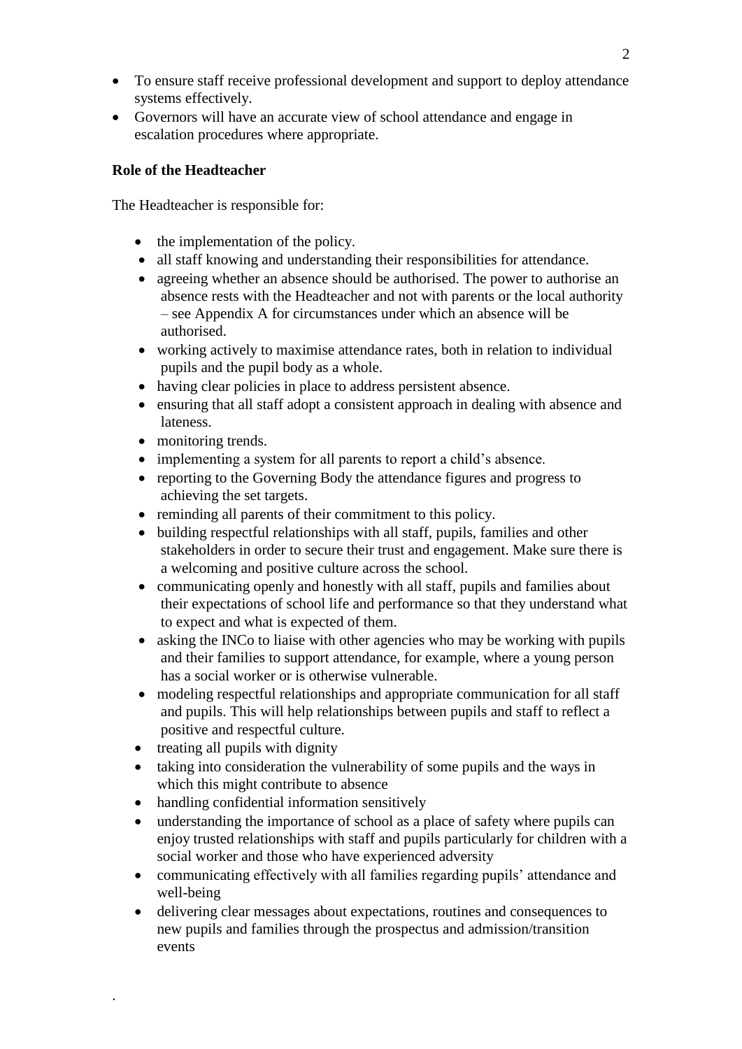- To ensure staff receive professional development and support to deploy attendance systems effectively.
- Governors will have an accurate view of school attendance and engage in escalation procedures where appropriate.

**Role of the Headteacher**

The Headteacher is responsible for:

- the implementation of the policy.
- all staff knowing and understanding their responsibilities for attendance.
- agreeing whether an absence should be authorised. The power to authorise an absence rests with the Headteacher and not with parents or the local authority – see Appendix A for circumstances under which an absence will be authorised.
- working actively to maximise attendance rates, both in relation to individual pupils and the pupil body as a whole.
- having clear policies in place to address persistent absence.
- ensuring that all staff adopt a consistent approach in dealing with absence and lateness.
- monitoring trends.
- implementing a system for all parents to report a child's absence.
- reporting to the Governing Body the attendance figures and progress to achieving the set targets.
- reminding all parents of their commitment to this policy.
- building respectful relationships with all staff, pupils, families and other stakeholders in order to secure their trust and engagement. Make sure there is a welcoming and positive culture across the school.
- communicating openly and honestly with all staff, pupils and families about their expectations of school life and performance so that they understand what to expect and what is expected of them.
- asking the INCo to liaise with other agencies who may be working with pupils and their families to support attendance, for example, where a young person has a social worker or is otherwise vulnerable.
- modeling respectful relationships and appropriate communication for all staff and pupils. This will help relationships between pupils and staff to reflect a positive and respectful culture.
- treating all pupils with dignity
- taking into consideration the vulnerability of some pupils and the ways in which this might contribute to absence
- handling confidential information sensitively
- understanding the importance of school as a place of safety where pupils can enjoy trusted relationships with staff and pupils particularly for children with a social worker and those who have experienced adversity
- communicating effectively with all families regarding pupils' attendance and well-being
- delivering clear messages about expectations, routines and consequences to new pupils and families through the prospectus and admission/transition events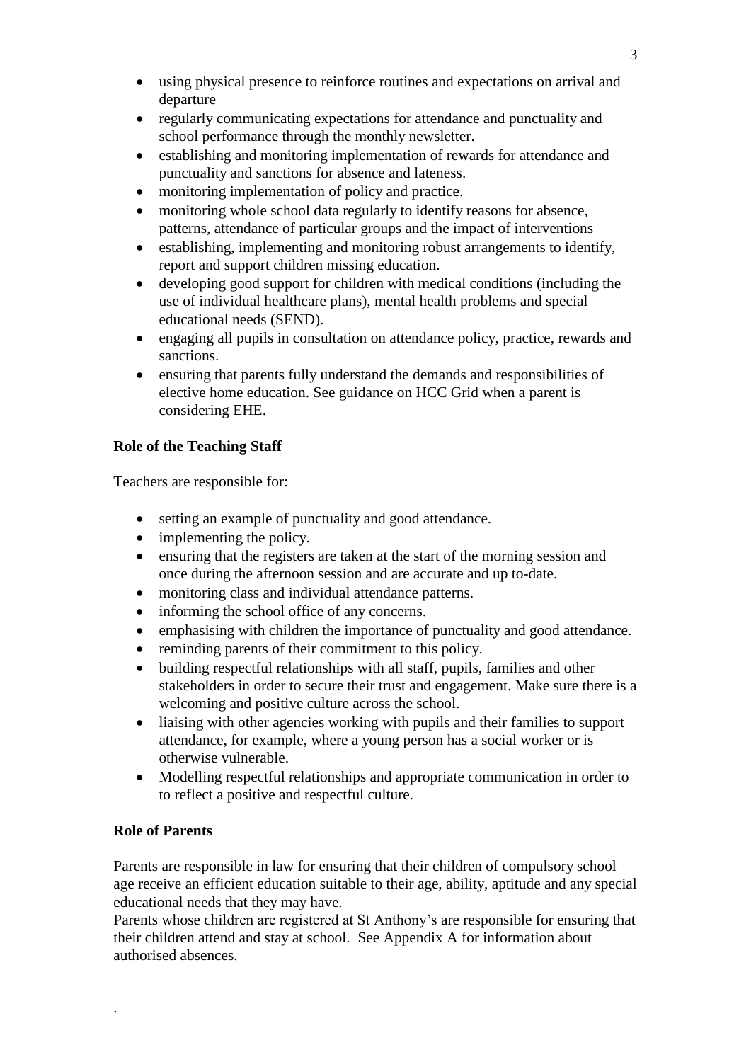- using physical presence to reinforce routines and expectations on arrival and departure
- regularly communicating expectations for attendance and punctuality and school performance through the monthly newsletter.
- establishing and monitoring implementation of rewards for attendance and punctuality and sanctions for absence and lateness.
- monitoring implementation of policy and practice.
- monitoring whole school data regularly to identify reasons for absence, patterns, attendance of particular groups and the impact of interventions
- establishing, implementing and monitoring robust arrangements to identify, report and support children missing education.
- developing good support for children with medical conditions (including the use of individual healthcare plans), mental health problems and special educational needs (SEND).
- engaging all pupils in consultation on attendance policy, practice, rewards and sanctions.
- ensuring that parents fully understand the demands and responsibilities of elective home education. See guidance on HCC Grid when a parent is considering EHE.

**Role of the Teaching Staff**

Teachers are responsible for:

- setting an example of punctuality and good attendance.
- implementing the policy.
- ensuring that the registers are taken at the start of the morning session and once during the afternoon session and are accurate and up to-date.
- monitoring class and individual attendance patterns.
- informing the school office of any concerns.
- emphasising with children the importance of punctuality and good attendance.
- reminding parents of their commitment to this policy.
- building respectful relationships with all staff, pupils, families and other stakeholders in order to secure their trust and engagement. Make sure there is a welcoming and positive culture across the school.
- liaising with other agencies working with pupils and their families to support attendance, for example, where a young person has a social worker or is otherwise vulnerable.
- Modelling respectful relationships and appropriate communication in order to to reflect a positive and respectful culture.

**Role of Parents**

Parents are responsible in law for ensuring that their children of compulsory school age receive an efficient education suitable to their age, ability, aptitude and any special educational needs that they may have.
Parents whose children are registered at St Anthony's are responsible for ensuring that their children attend and stay at school. See Appendix A for information about authorised absences.

.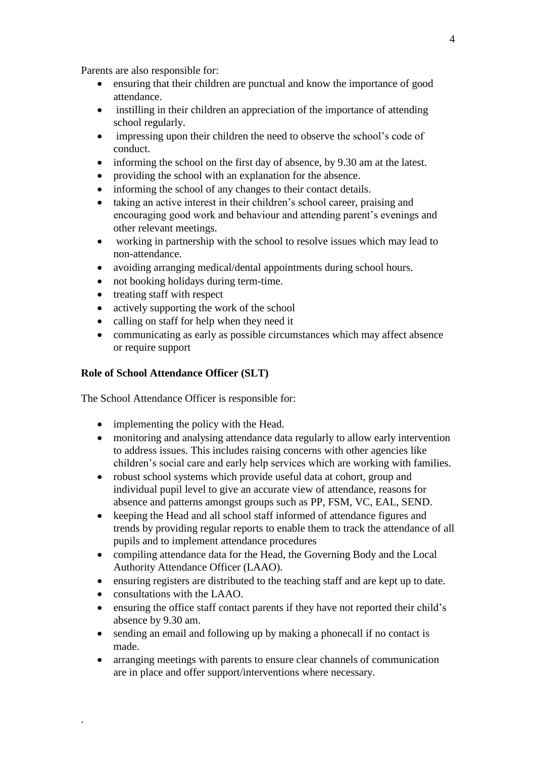Parents are also responsible for:

- ensuring that their children are punctual and know the importance of good attendance.
- instilling in their children an appreciation of the importance of attending school regularly.
- impressing upon their children the need to observe the school's code of conduct.
- informing the school on the first day of absence, by 9.30 am at the latest.
- providing the school with an explanation for the absence.
- informing the school of any changes to their contact details.
- taking an active interest in their children's school career, praising and encouraging good work and behaviour and attending parent's evenings and other relevant meetings.
- working in partnership with the school to resolve issues which may lead to non-attendance.
- avoiding arranging medical/dental appointments during school hours.
- not booking holidays during term-time.
- treating staff with respect
- actively supporting the work of the school
- calling on staff for help when they need it
- communicating as early as possible circumstances which may affect absence or require support

**Role of School Attendance Officer (SLT)**

The School Attendance Officer is responsible for:

- implementing the policy with the Head.
- monitoring and analysing attendance data regularly to allow early intervention to address issues. This includes raising concerns with other agencies like children's social care and early help services which are working with families.
- robust school systems which provide useful data at cohort, group and individual pupil level to give an accurate view of attendance, reasons for absence and patterns amongst groups such as PP, FSM, VC, EAL, SEND.
- keeping the Head and all school staff informed of attendance figures and trends by providing regular reports to enable them to track the attendance of all pupils and to implement attendance procedures
- compiling attendance data for the Head, the Governing Body and the Local Authority Attendance Officer (LAAO).
- ensuring registers are distributed to the teaching staff and are kept up to date.
- consultations with the LAAO.
- ensuring the office staff contact parents if they have not reported their child's absence by 9.30 am.
- sending an email and following up by making a phonecall if no contact is made.
- arranging meetings with parents to ensure clear channels of communication are in place and offer support/interventions where necessary.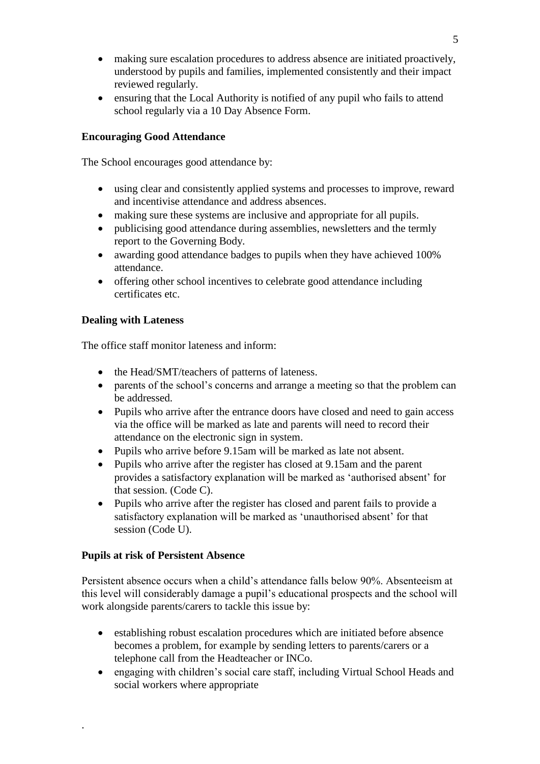- making sure escalation procedures to address absence are initiated proactively, understood by pupils and families, implemented consistently and their impact reviewed regularly.
- ensuring that the Local Authority is notified of any pupil who fails to attend school regularly via a 10 Day Absence Form.

**Encouraging Good Attendance**

The School encourages good attendance by:

- using clear and consistently applied systems and processes to improve, reward and incentivise attendance and address absences.
- making sure these systems are inclusive and appropriate for all pupils.
- publicising good attendance during assemblies, newsletters and the termly report to the Governing Body.
- awarding good attendance badges to pupils when they have achieved 100% attendance.
- offering other school incentives to celebrate good attendance including certificates etc.

**Dealing with Lateness**

The office staff monitor lateness and inform:

- the Head/SMT/teachers of patterns of lateness.
- parents of the school's concerns and arrange a meeting so that the problem can be addressed.
- Pupils who arrive after the entrance doors have closed and need to gain access via the office will be marked as late and parents will need to record their attendance on the electronic sign in system.
- Pupils who arrive before 9.15am will be marked as late not absent.
- Pupils who arrive after the register has closed at 9.15am and the parent provides a satisfactory explanation will be marked as 'authorised absent' for that session. (Code C).
- Pupils who arrive after the register has closed and parent fails to provide a satisfactory explanation will be marked as 'unauthorised absent' for that session (Code U).

**Pupils at risk of Persistent Absence**

Persistent absence occurs when a child's attendance falls below 90%. Absenteeism at this level will considerably damage a pupil's educational prospects and the school will work alongside parents/carers to tackle this issue by:

- establishing robust escalation procedures which are initiated before absence becomes a problem, for example by sending letters to parents/carers or a telephone call from the Headteacher or INCo.
- engaging with children's social care staff, including Virtual School Heads and social workers where appropriate

.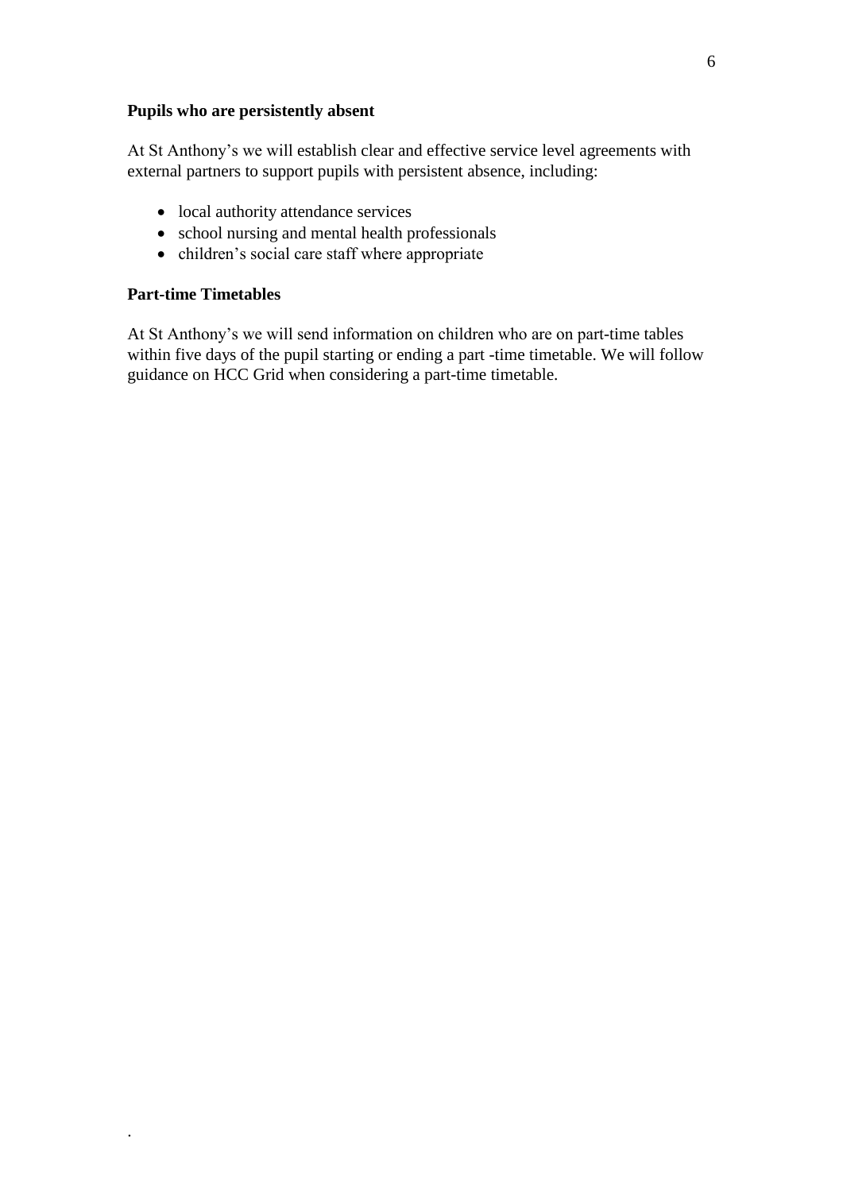**Pupils who are persistently absent**

At St Anthony's we will establish clear and effective service level agreements with external partners to support pupils with persistent absence, including:

- local authority attendance services
- school nursing and mental health professionals
- children's social care staff where appropriate

**Part-time Timetables**

At St Anthony's we will send information on children who are on part-time tables within five days of the pupil starting or ending a part -time timetable. We will follow guidance on HCC Grid when considering a part-time timetable.

.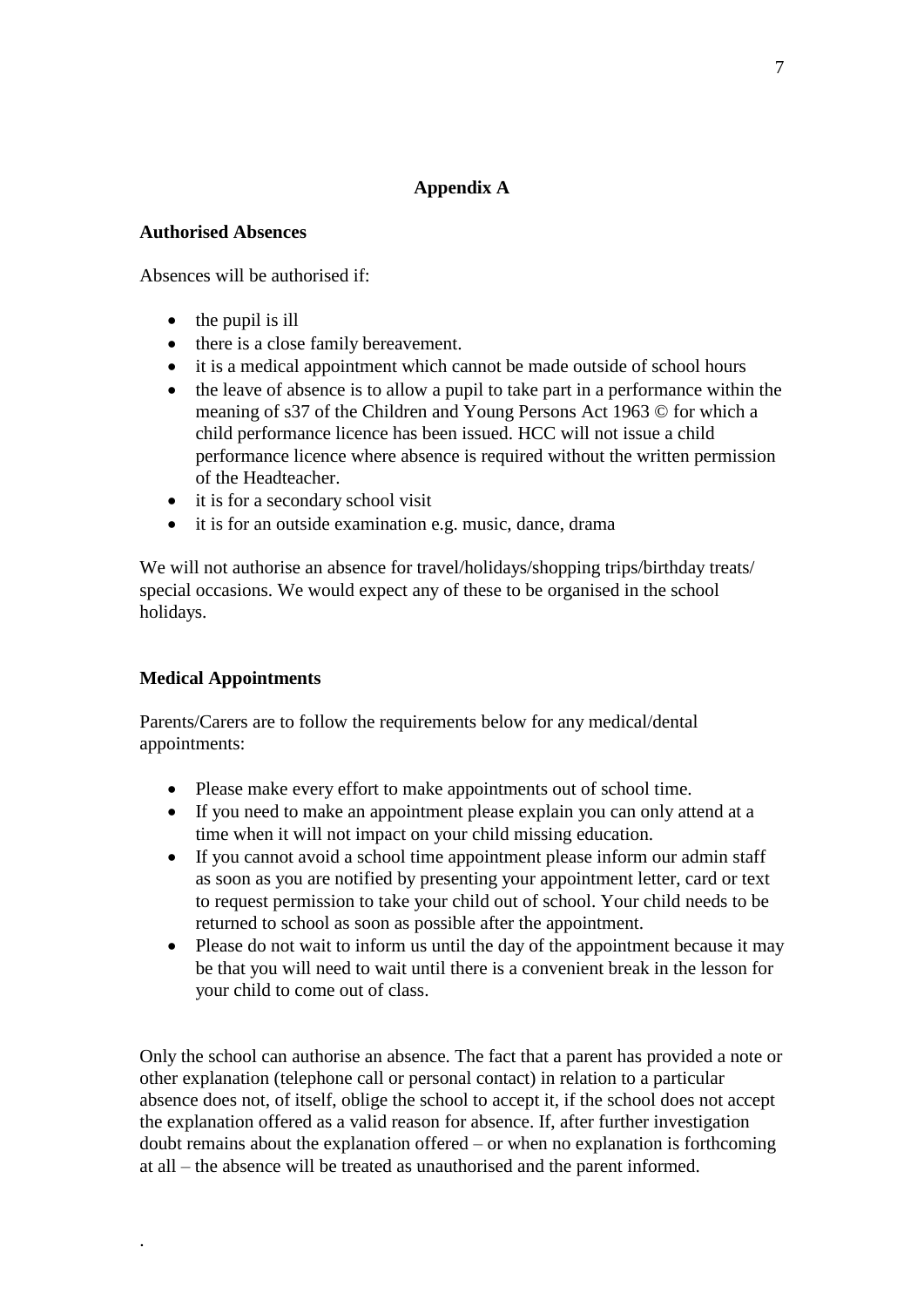## Appendix A

### Authorised Absences

Absences will be authorised if:

- the pupil is ill
- there is a close family bereavement.
- it is a medical appointment which cannot be made outside of school hours
- the leave of absence is to allow a pupil to take part in a performance within the meaning of s37 of the Children and Young Persons Act 1963 © for which a child performance licence has been issued. HCC will not issue a child performance licence where absence is required without the written permission of the Headteacher.
- it is for a secondary school visit
- it is for an outside examination e.g. music, dance, drama

We will not authorise an absence for travel/holidays/shopping trips/birthday treats/ special occasions. We would expect any of these to be organised in the school holidays.

### Medical Appointments

Parents/Carers are to follow the requirements below for any medical/dental appointments:

- Please make every effort to make appointments out of school time.
- If you need to make an appointment please explain you can only attend at a time when it will not impact on your child missing education.
- If you cannot avoid a school time appointment please inform our admin staff as soon as you are notified by presenting your appointment letter, card or text to request permission to take your child out of school. Your child needs to be returned to school as soon as possible after the appointment.
- Please do not wait to inform us until the day of the appointment because it may be that you will need to wait until there is a convenient break in the lesson for your child to come out of class.

Only the school can authorise an absence. The fact that a parent has provided a note or other explanation (telephone call or personal contact) in relation to a particular absence does not, of itself, oblige the school to accept it, if the school does not accept the explanation offered as a valid reason for absence. If, after further investigation doubt remains about the explanation offered – or when no explanation is forthcoming at all – the absence will be treated as unauthorised and the parent informed.

.